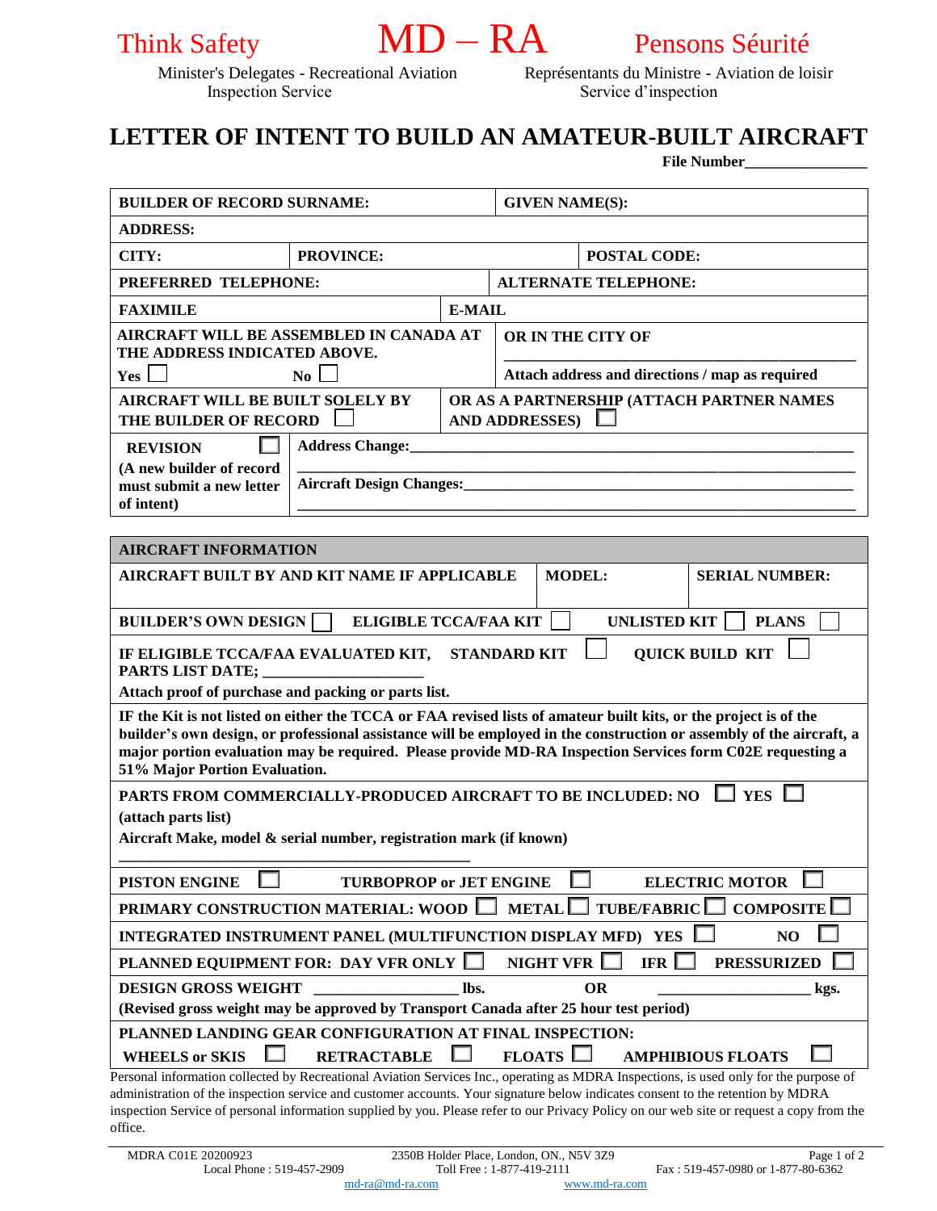Think Safety **MD – RA** Pensons Séurité

Minister's Delegates - Recreational Aviation Inspection Service

Représentants du Ministre - Aviation de loisir Service d'inspection

# LETTER OF INTENT TO BUILD AN AMATEUR-BUILT AIRCRAFT

**File Number**________________

| **BUILDER OF RECORD SURNAME:** | | **GIVEN NAME(S):** |
|---|---|---|
| **ADDRESS:** | | |
| **CITY:** | **PROVINCE:** | **POSTAL CODE:** |
| **PREFERRED TELEPHONE:** | | **ALTERNATE TELEPHONE:** |
| **FAXIMILE** | | **E-MAIL** |
| **AIRCRAFT WILL BE ASSEMBLED IN CANADA AT THE ADDRESS INDICATED ABOVE.** Yes ☐ No ☐ | | **OR IN THE CITY OF** ______________________ **Attach address and directions / map as required** |
| **AIRCRAFT WILL BE BUILT SOLELY BY THE BUILDER OF RECORD** ☐ | | **OR AS A PARTNERSHIP (ATTACH PARTNER NAMES AND ADDRESSES)** ☐ |
| **REVISION** ☐ **(A new builder of record must submit a new letter of intent)** | **Address Change:**______________________ ______________________ **Aircraft Design Changes:**______________________ ______________________ | |

| **AIRCRAFT INFORMATION** | | |
|---|---|---|
| **AIRCRAFT BUILT BY AND KIT NAME IF APPLICABLE** | **MODEL:** | **SERIAL NUMBER:** |

**BUILDER'S OWN DESIGN** ☐ **ELIGIBLE TCCA/FAA KIT** ☐ **UNLISTED KIT** ☐ **PLANS** ☐

**IF ELIGIBLE TCCA/FAA EVALUATED KIT, PARTS LIST DATE;** ____________________ **STANDARD KIT** ☐ **QUICK BUILD KIT** ☐

**Attach proof of purchase and packing or parts list.**

**IF the Kit is not listed on either the TCCA or FAA revised lists of amateur built kits, or the project is of the builder's own design, or professional assistance will be employed in the construction or assembly of the aircraft, a major portion evaluation may be required. Please provide MD-RA Inspection Services form C02E requesting a 51% Major Portion Evaluation.**

**PARTS FROM COMMERCIALLY-PRODUCED AIRCRAFT TO BE INCLUDED: NO** ☐ **YES** ☐

**(attach parts list)**

**Aircraft Make, model & serial number, registration mark (if known)**

______________________________________________

**PISTON ENGINE** ☐ **TURBOPROP or JET ENGINE** ☐ **ELECTRIC MOTOR** ☐

**PRIMARY CONSTRUCTION MATERIAL: WOOD** ☐ **METAL** ☐ **TUBE/FABRIC** ☐ **COMPOSITE** ☐

**INTEGRATED INSTRUMENT PANEL (MULTIFUNCTION DISPLAY MFD) YES** ☐ **NO** ☐

**PLANNED EQUIPMENT FOR: DAY VFR ONLY** ☐ **NIGHT VFR** ☐ **IFR** ☐ **PRESSURIZED** ☐

**DESIGN GROSS WEIGHT** __________________ **lbs. OR** ___________________ **kgs.**

**(Revised gross weight may be approved by Transport Canada after 25 hour test period)**

**PLANNED LANDING GEAR CONFIGURATION AT FINAL INSPECTION:**

**WHEELS or SKIS** ☐ **RETRACTABLE** ☐ **FLOATS** ☐ **AMPHIBIOUS FLOATS** ☐

Personal information collected by Recreational Aviation Services Inc., operating as MDRA Inspections, is used only for the purpose of administration of the inspection service and customer accounts. Your signature below indicates consent to the retention by MDRA inspection Service of personal information supplied by you. Please refer to our Privacy Policy on our web site or request a copy from the office.

MDRA C01E 20200923 — 2350B Holder Place, London, ON., N5V 3Z9
Local Phone : 519-457-2909 — Toll Free : 1-877-419-2111 — Fax : 519-457-0980 or 1-877-80-6362
md-ra@md-ra.com — www.md-ra.com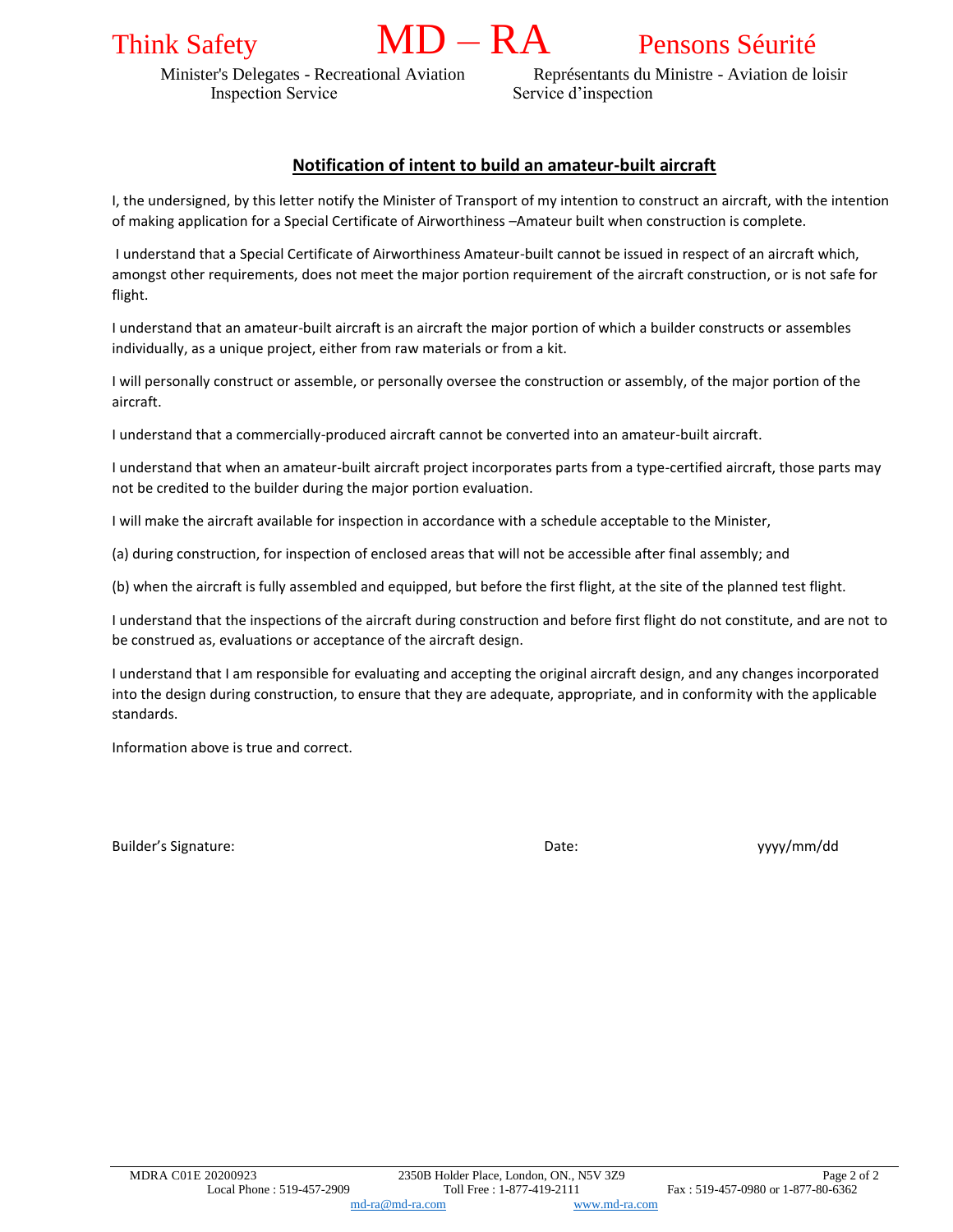Think Safety **MD – RA** Pensons Séurité

Minister's Delegates - Recreational Aviation Inspection Service

Représentants du Ministre - Aviation de loisir Service d'inspection

## Notification of intent to build an amateur-built aircraft

I, the undersigned, by this letter notify the Minister of Transport of my intention to construct an aircraft, with the intention of making application for a Special Certificate of Airworthiness –Amateur built when construction is complete.

I understand that a Special Certificate of Airworthiness Amateur-built cannot be issued in respect of an aircraft which, amongst other requirements, does not meet the major portion requirement of the aircraft construction, or is not safe for flight.

I understand that an amateur-built aircraft is an aircraft the major portion of which a builder constructs or assembles individually, as a unique project, either from raw materials or from a kit.

I will personally construct or assemble, or personally oversee the construction or assembly, of the major portion of the aircraft.

I understand that a commercially-produced aircraft cannot be converted into an amateur-built aircraft.

I understand that when an amateur-built aircraft project incorporates parts from a type-certified aircraft, those parts may not be credited to the builder during the major portion evaluation.

I will make the aircraft available for inspection in accordance with a schedule acceptable to the Minister,

(a) during construction, for inspection of enclosed areas that will not be accessible after final assembly; and

(b) when the aircraft is fully assembled and equipped, but before the first flight, at the site of the planned test flight.

I understand that the inspections of the aircraft during construction and before first flight do not constitute, and are not to be construed as, evaluations or acceptance of the aircraft design.

I understand that I am responsible for evaluating and accepting the original aircraft design, and any changes incorporated into the design during construction, to ensure that they are adequate, appropriate, and in conformity with the applicable standards.

Information above is true and correct.

Builder's Signature: Date: yyyy/mm/dd

MDRA C01E 20200923 2350B Holder Place, London, ON., N5V 3Z9
Local Phone : 519-457-2909 Toll Free : 1-877-419-2111 Fax : 519-457-0980 or 1-877-80-6362
md-ra@md-ra.com www.md-ra.com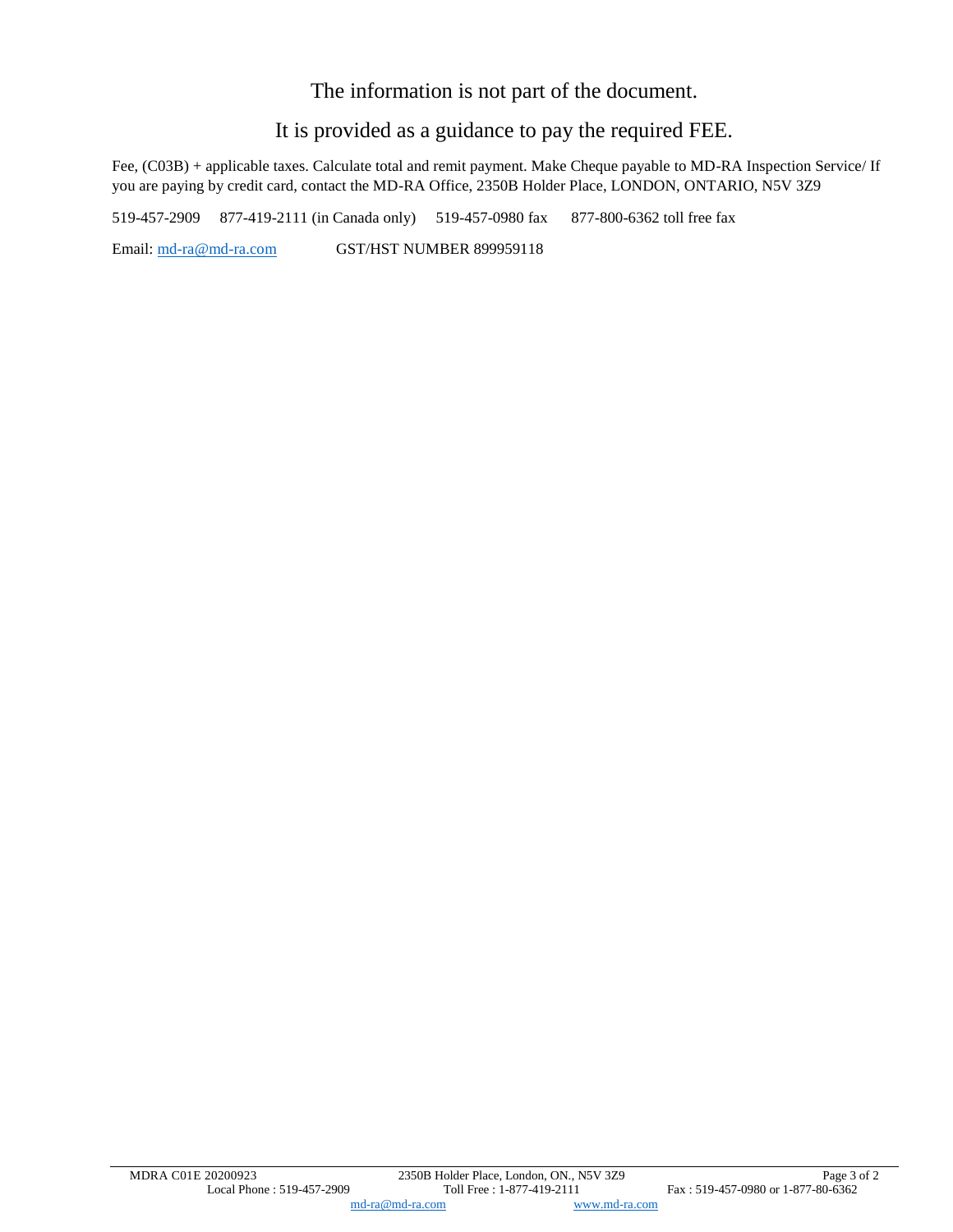The information is not part of the document.

It is provided as a guidance to pay the required FEE.

Fee, (C03B) + applicable taxes. Calculate total and remit payment. Make Cheque payable to MD-RA Inspection Service/ If you are paying by credit card, contact the MD-RA Office, 2350B Holder Place, LONDON, ONTARIO, N5V 3Z9

519-457-2909 877-419-2111 (in Canada only) 519-457-0980 fax 877-800-6362 toll free fax

Email: md-ra@md-ra.com GST/HST NUMBER 899959118